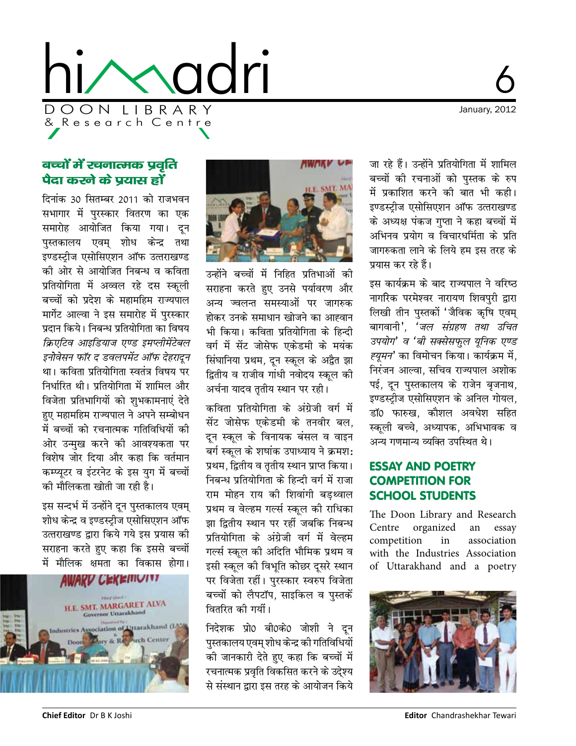# himadri

DOON LIBRARY
& Research Centre

6

January, 2012

## बच्चों में रचनात्मक प्रवृति पैदा करने के प्रयास हों

दिनांक 30 सितम्बर 2011 को राजभवन सभागार में पुरस्कार वितरण का एक समारोह आयोजित किया गया। दून पुस्तकालय एवम् शोध केन्द्र तथा इण्डस्ट्रीज एसोसिएशन ऑफ उत्तराखण्ड की ओर से आयोजित निबन्ध व कविता प्रतियोगिता में अव्वल रहे दस स्कूली बच्चों को प्रदेश के महामहिम राज्यपाल मार्गेट आल्वा ने इस समारोह में पुरस्कार प्रदान किये। निबन्ध प्रतियोगिता का विषय *क्रिएटिव आइडियाज एण्ड इमप्लीमेंटेबल इनोवेसन फॉर द डवलपमेंट ऑफ देहरादून* था। कविता प्रतियोगिता स्वतंत्र विषय पर निर्धारित थी। प्रतियोगिता में शामिल और विजेता प्रतिभागियों को शुभकामनाएं देते हुए महामहिम राज्यपाल ने अपने सम्बोधन में बच्चों को रचनात्मक गतिविधियों की ओर उन्मुख करने की आवश्यकता पर विशेष जोर दिया और कहा कि वर्तमान कम्प्यूटर व इंटरनेट के इस युग में बच्चों की मौलिकता खोती जा रही है।

इस सन्दर्भ में उन्होंने दून पुस्तकालय एवम् शोध केन्द्र व इण्डस्ट्रीज एसोसिएशन ऑफ उत्तराखण्ड द्वारा किये गये इस प्रयास की सराहना करते हुए कहा कि इससे बच्चों में मौलिक क्षमता का विकास होगा। उन्होंने बच्चों में निहित प्रतिभाओं की सराहना करते हुए उनसे पर्यावरण और अन्य ज्वलन्त समस्याओं पर जागरुक होकर उनके समाधान खोजने का आह्वान भी किया। कविता प्रतियोगिता के हिन्दी वर्ग में सेंट जोसेफ एकेडमी के मयंक सिंघानिया प्रथम, दून स्कूल के अद्वैत झा द्वितीय व राजीव गांधी नवोदय स्कूल की अर्चना यादव तृतीय स्थान पर रही।

कविता प्रतियोगिता के अंग्रेजी वर्ग में सेंट जोसेफ एकेडमी के तनवीर बल, दून स्कूल के विनायक बंसल व वाइन बर्ग स्कूल के शशांक उपाध्याय ने क्रमशः प्रथम, द्वितीय व तृतीय स्थान प्राप्त किया। निबन्ध प्रतियोगिता के हिन्दी वर्ग में राजा राम मोहन राय की शिवांगी बड़थ्वाल प्रथम व वेल्हम गर्ल्स स्कूल की राधिका झा द्वितीय स्थान पर रहीं जबकि निबन्ध प्रतियोगिता के अंग्रेजी वर्ग में वेल्हम गर्ल्स स्कूल की अदिति भौमिक प्रथम व इसी स्कूल की विभूति कोछर दूसरे स्थान पर विजेता रहीं। पुरस्कार स्वरुप विजेता बच्चों को लैपटॉप, साइकिल व पुस्तकें वितरित की गयीं।

निदेशक प्रो0 बी0के0 जोशी ने दून पुस्तकालय एवम् शोध केन्द्र की गतिविधियों की जानकारी देते हुए कहा कि बच्चों में रचनात्मक प्रवृति विकसित करने के उद्देश्य से संस्थान द्वारा इस तरह के आयोजन किये जा रहे हैं। उन्होंने प्रतियोगिता में शामिल बच्चों की रचनाओं को पुस्तक के रुप में प्रकाशित करने की बात भी कही। इण्डस्ट्रीज एसोसिएशन ऑफ उत्तराखण्ड के अध्यक्ष पंकज गुप्ता ने कहा बच्चों में अभिनव प्रयोग व विचारधर्मिता के प्रति जागरुकता लाने के लिये हम इस तरह के प्रयास कर रहे हैं।

इस कार्यक्रम के बाद राज्यपाल ने वरिष्ठ नागरिक परमेश्वर नारायण शिवपुरी द्वारा लिखी तीन पुस्तकों 'जैविक कृषि एवम् बागवानी', *'जल संग्रहण तथा उचित उपयोग'* व *'बी सक्सेसफुल यूनिक एण्ड ह्यूमन'* का विमोचन किया। कार्यक्रम में, निरंजन आल्वा, सचिव राज्यपाल अशोक पई, दून पुस्तकालय के राजेन बृजनाथ, इण्डस्ट्रीज एसोसिएशन के अनिल गोयल, डॉ0 फारुख, कौशल अवधेश सहित स्कूली बच्चे, अध्यापक, अभिभावक व अन्य गणमान्य व्यक्ति उपस्थित थे।

## ESSAY AND POETRY COMPETITION FOR SCHOOL STUDENTS

The Doon Library and Research Centre organized an essay competition in association with the Industries Association of Uttarakhand and a poetry

**Chief Editor** Dr B K Joshi

**Editor** Chandrashekhar Tewari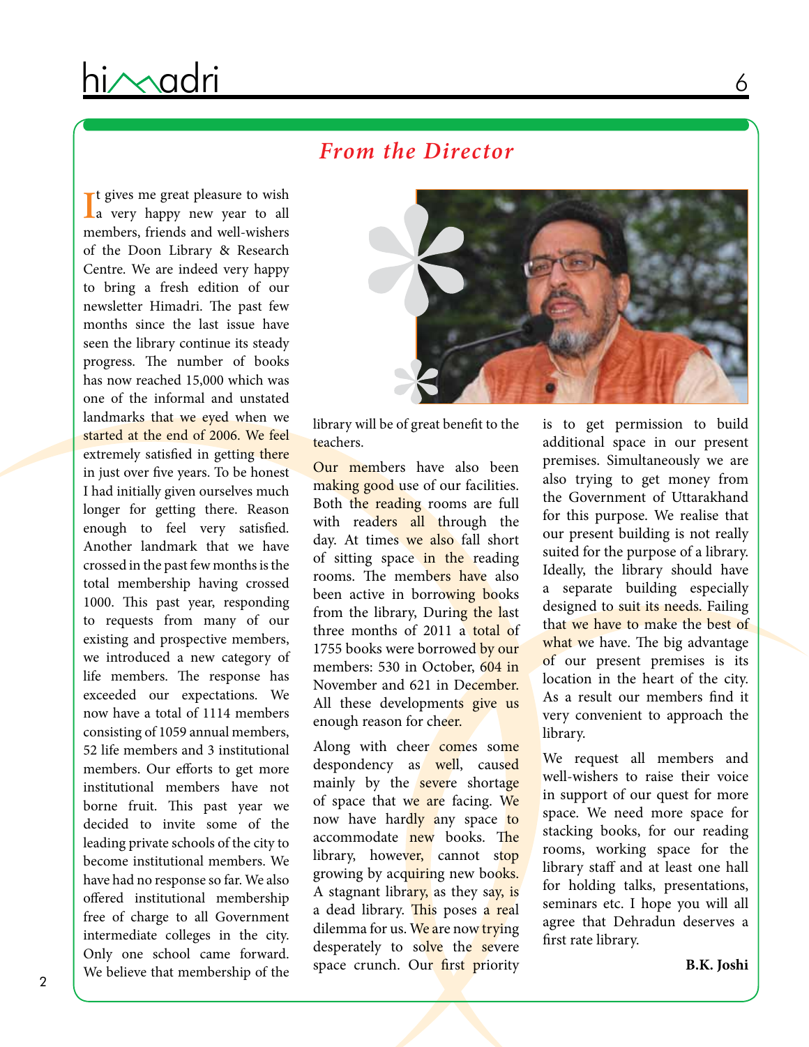## *From the Director*

It gives me great pleasure to wish a very happy new year to all members, friends and well-wishers of the Doon Library & Research Centre. We are indeed very happy to bring a fresh edition of our newsletter Himadri. The past few months since the last issue have seen the library continue its steady progress. The number of books has now reached 15,000 which was one of the informal and unstated landmarks that we eyed when we started at the end of 2006. We feel extremely satisfied in getting there in just over five years. To be honest I had initially given ourselves much longer for getting there. Reason enough to feel very satisfied. Another landmark that we have crossed in the past few months is the total membership having crossed 1000. This past year, responding to requests from many of our existing and prospective members, we introduced a new category of life members. The response has exceeded our expectations. We now have a total of 1114 members consisting of 1059 annual members, 52 life members and 3 institutional members. Our efforts to get more institutional members have not borne fruit. This past year we decided to invite some of the leading private schools of the city to become institutional members. We have had no response so far. We also offered institutional membership free of charge to all Government intermediate colleges in the city. Only one school came forward. We believe that membership of the library will be of great benefit to the teachers.

Our members have also been making good use of our facilities. Both the reading rooms are full with readers all through the day. At times we also fall short of sitting space in the reading rooms. The members have also been active in borrowing books from the library, During the last three months of 2011 a total of 1755 books were borrowed by our members: 530 in October, 604 in November and 621 in December. All these developments give us enough reason for cheer.

Along with cheer comes some despondency as well, caused mainly by the severe shortage of space that we are facing. We now have hardly any space to accommodate new books. The library, however, cannot stop growing by acquiring new books. A stagnant library, as they say, is a dead library. This poses a real dilemma for us. We are now trying desperately to solve the severe space crunch. Our first priority is to get permission to build additional space in our present premises. Simultaneously we are also trying to get money from the Government of Uttarakhand for this purpose. We realise that our present building is not really suited for the purpose of a library. Ideally, the library should have a separate building especially designed to suit its needs. Failing that we have to make the best of what we have. The big advantage of our present premises is its location in the heart of the city. As a result our members find it very convenient to approach the library.

We request all members and well-wishers to raise their voice in support of our quest for more space. We need more space for stacking books, for our reading rooms, working space for the library staff and at least one hall for holding talks, presentations, seminars etc. I hope you will all agree that Dehradun deserves a first rate library.

**B.K. Joshi**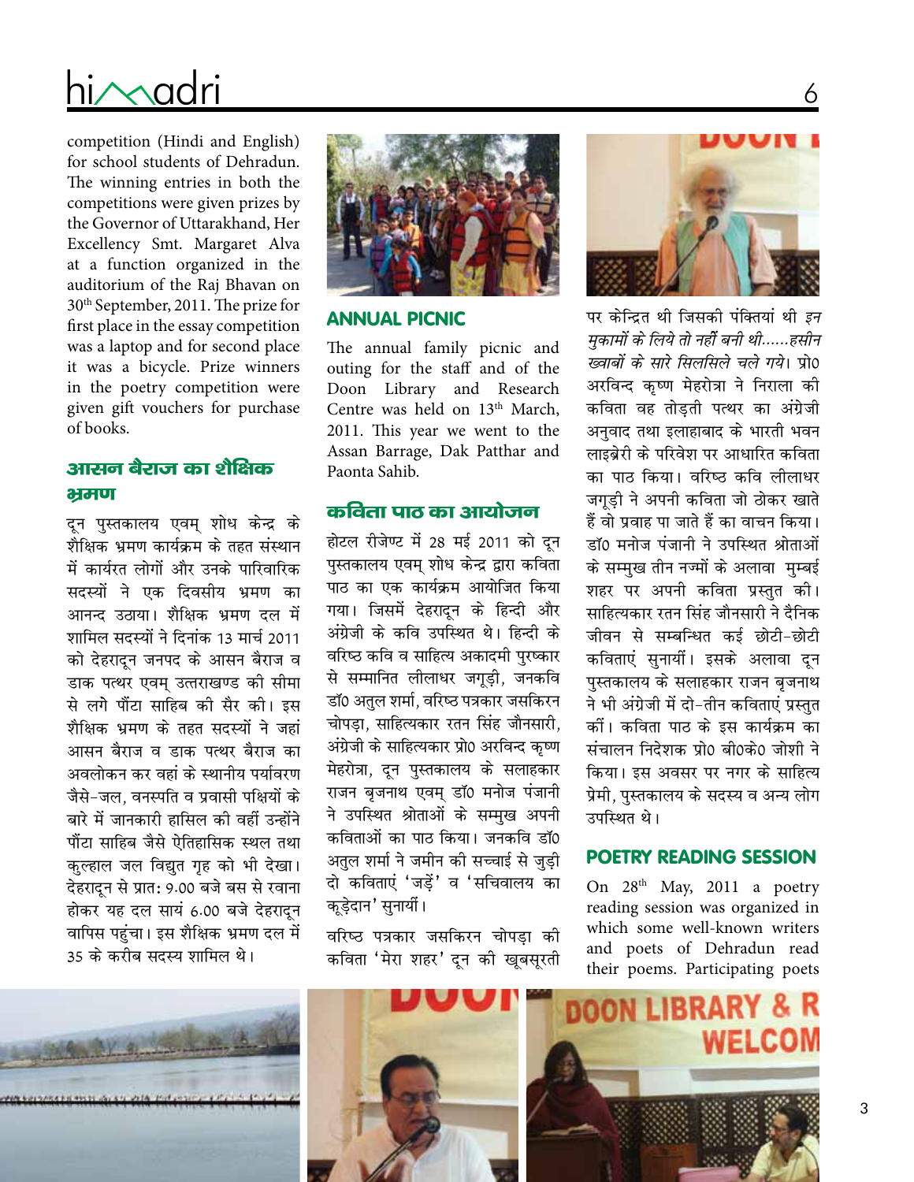competition (Hindi and English) for school students of Dehradun. The winning entries in both the competitions were given prizes by the Governor of Uttarakhand, Her Excellency Smt. Margaret Alva at a function organized in the auditorium of the Raj Bhavan on 30th September, 2011. The prize for first place in the essay competition was a laptop and for second place it was a bicycle. Prize winners in the poetry competition were given gift vouchers for purchase of books.

## आसन बैराज का शैक्षिक भ्रमण

दून पुस्तकालय एवम् शोध केन्द्र के शैक्षिक भ्रमण कार्यक्रम के तहत संस्थान में कार्यरत लोगों और उनके पारिवारिक सदस्यों ने एक दिवसीय भ्रमण का आनन्द उठाया। शैक्षिक भ्रमण दल में शामिल सदस्यों ने दिनांक 13 मार्च 2011 को देहरादून जनपद के आसन बैराज व डाक पत्थर एवम् उत्तराखण्ड की सीमा से लगे पौंटा साहिब की सैर की। इस शैक्षिक भ्रमण के तहत सदस्यों ने जहां आसन बैराज व डाक पत्थर बैराज का अवलोकन कर वहां के स्थानीय पर्यावरण जैसे-जल, वनस्पति व प्रवासी पक्षियों के बारे में जानकारी हासिल की वहीं उन्होंने पौंटा साहिब जैसे ऐतिहासिक स्थल तथा कुल्हाल जल विद्युत गृह को भी देखा। देहरादून से प्रात: 9.00 बजे बस से रवाना होकर यह दल सायं 6.00 बजे देहरादून वापिस पहुंचा। इस शैक्षिक भ्रमण दल में 35 के करीब सदस्य शामिल थे।

## ANNUAL PICNIC

The annual family picnic and outing for the staff and of the Doon Library and Research Centre was held on 13th March, 2011. This year we went to the Assan Barrage, Dak Patthar and Paonta Sahib.

## कविता पाठ का आयोजन

होटल रीजेण्ट में 28 मई 2011 को दून पुस्तकालय एवम् शोध केन्द्र द्वारा कविता पाठ का एक कार्यक्रम आयोजित किया गया। जिसमें देहरादून के हिन्दी और अंग्रेजी के कवि उपस्थित थे। हिन्दी के वरिष्ठ कवि व साहित्य अकादमी पुरष्कार से सम्मानित लीलाधर जगूड़ी, जनकवि डॉ0 अतुल शर्मा, वरिष्ठ पत्रकार जसकिरन चोपड़ा, साहित्यकार रतन सिंह जौनसारी, अंग्रेजी के साहित्यकार प्रो0 अरविन्द कृष्ण मेहरोत्रा, दून पुस्तकालय के सलाहकार राजन बृजनाथ एवम् डॉ0 मनोज पंजानी ने उपस्थित श्रोताओं के सम्मुख अपनी कविताओं का पाठ किया। जनकवि डॉ0 अतुल शर्मा ने जमीन की सच्चाई से जुड़ी दो कविताएं 'जड़ें' व 'सचिवालय का कूड़ेदान' सुनायीं।

वरिष्ठ पत्रकार जसकिरन चोपड़ा की कविता 'मेरा शहर' दून की खूबसूरती पर केन्द्रित थी जिसकी पंक्तियां थी *इन मुकामों के लिये तो नहीं बनी थी......हसीन ख्वाबों के सारे सिलसिले चले गये*। प्रो0 अरविन्द कृष्ण मेहरोत्रा ने निराला की कविता वह तोड़ती पत्थर का अंग्रेजी अनुवाद तथा इलाहाबाद के भारती भवन लाइब्रेरी के परिवेश पर आधारित कविता का पाठ किया। वरिष्ठ कवि लीलाधर जगूड़ी ने अपनी कविता जो ठोकर खाते हैं वो प्रवाह पा जाते हैं का वाचन किया। डॉ0 मनोज पंजानी ने उपस्थित श्रोताओं के सम्मुख तीन नज्मों के अलावा मुम्बई शहर पर अपनी कविता प्रस्तुत की। साहित्यकार रतन सिंह जौनसारी ने दैनिक जीवन से सम्बन्धित कई छोटी-छोटी कविताएं सुनायीं। इसके अलावा दून पुस्तकालय के सलाहकार राजन बृजनाथ ने भी अंग्रेजी में दो-तीन कविताएं प्रस्तुत कीं। कविता पाठ के इस कार्यक्रम का संचालन निदेशक प्रो0 बी0के0 जोशी ने किया। इस अवसर पर नगर के साहित्य प्रेमी, पुस्तकालय के सदस्य व अन्य लोग उपस्थित थे।

## POETRY READING SESSION

On 28th May, 2011 a poetry reading session was organized in which some well-known writers and poets of Dehradun read their poems. Participating poets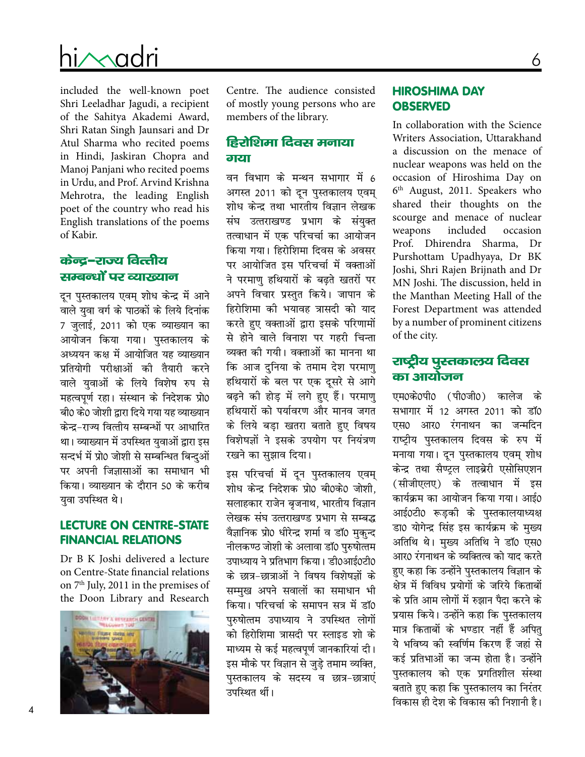included the well-known poet Shri Leeladhar Jagudi, a recipient of the Sahitya Akademi Award, Shri Ratan Singh Jaunsari and Dr Atul Sharma who recited poems in Hindi, Jaskiran Chopra and Manoj Panjani who recited poems in Urdu, and Prof. Arvind Krishna Mehrotra, the leading English poet of the country who read his English translations of the poems of Kabir.

## केन्द्र–राज्य वित्तीय सम्बन्धों पर व्याख्यान

दून पुस्तकालय एवम् शोध केन्द्र में आने वाले युवा वर्ग के पाठकों के लिये दिनांक 7 जुलाई, 2011 को एक व्याख्यान का आयोजन किया गया। पुस्तकालय के अध्ययन कक्ष में आयोजित यह व्याख्यान प्रतियोगी परीक्षाओं की तैयारी करने वाले युवाओं के लिये विशेष रुप से महत्वपूर्ण रहा। संस्थान के निदेशक प्रो0 बी0 के0 जोशी द्वारा दिये गया यह व्याख्यान केन्द्र–राज्य वित्तीय सम्बन्धों पर आधारित था। व्याख्यान में उपस्थित युवाओं द्वारा इस सन्दर्भ में प्रो0 जोशी से सम्बन्धित बिन्दुओं पर अपनी जिज्ञासाओं का समाधान भी किया। व्याख्यान के दौरान 50 के करीब युवा उपस्थित थे।

## LECTURE ON CENTRE-STATE FINANCIAL RELATIONS

Dr B K Joshi delivered a lecture on Centre-State financial relations on 7th July, 2011 in the premises of the Doon Library and Research Centre. The audience consisted of mostly young persons who are members of the library.

## हिरोशिमा दिवस मनाया गया

वन विभाग के मन्थन सभागार में 6 अगस्त 2011 को दून पुस्तकालय एवम् शोध केन्द्र तथा भारतीय विज्ञान लेखक संघ उत्तराखण्ड प्रभाग के संयुक्त तत्वाधान में एक परिचर्चा का आयोजन किया गया। हिरोशिमा दिवस के अवसर पर आयोजित इस परिचर्चा में वक्ताओं ने परमाणु हथियारों के बढ़ते खतरों पर अपने विचार प्रस्तुत किये। जापान के हिरोशिमा की भयावह त्रासदी को याद करते हुए वक्ताओं द्वारा इसके परिणामों से होने वाले विनाश पर गहरी चिन्ता व्यक्त की गयी। वक्ताओं का मानना था कि आज दुनिया के तमाम देश परमाणु हथियारों के बल पर एक दूसरे से आगे बढ़ने की होड़ में लगे हुए हैं। परमाणु हथियारों को पर्यावरण और मानव जगत के लिये बड़ा खतरा बताते हुए विषय विशेषज्ञों ने इसके उपयोग पर नियंत्रण रखने का सुझाव दिया।

इस परिचर्चा में दून पुस्तकालय एवम् शोध केन्द्र निदेशक प्रो0 बी0के0 जोशी, सलाहकार राजेन बृजनाथ, भारतीय विज्ञान लेखक संघ उत्तराखण्ड प्रभाग से सम्बद्ध वैज्ञानिक प्रो0 धीरेन्द्र शर्मा व डॉ0 मुकुन्द नीलकण्ठ जोशी के अलावा डॉ0 पुरुषोत्तम उपाध्याय ने प्रतिभाग किया। डी0आई0टी0 के छात्र–छात्राओं ने विषय विशेषज्ञों के सम्मुख अपने सवालों का समाधान भी किया। परिचर्चा के समापन सत्र में डॉ0 पुरुषोत्तम उपाध्याय ने उपस्थित लोगों को हिरोशिमा त्रासदी पर स्लाइड शो के माध्यम से कई महत्वपूर्ण जानकारियां दी। इस मौके पर विज्ञान से जुड़े तमाम व्यक्ति, पुस्तकालय के सदस्य व छात्र–छात्राएं उपस्थित थीं।

## HIROSHIMA DAY OBSERVED

In collaboration with the Science Writers Association, Uttarakhand a discussion on the menace of nuclear weapons was held on the occasion of Hiroshima Day on 6th August, 2011. Speakers who shared their thoughts on the scourge and menace of nuclear weapons included occasion Prof. Dhirendra Sharma, Dr Purshottam Upadhyaya, Dr BK Joshi, Shri Rajen Brijnath and Dr MN Joshi. The discussion, held in the Manthan Meeting Hall of the Forest Department was attended by a number of prominent citizens of the city.

## राष्ट्रीय पुस्तकालय दिवस का आयोजन

एम0के0पी0 (पी0जी0) कालेज के सभागार में 12 अगस्त 2011 को डॉ0 एस0 आर0 रंगनाथन का जन्मदिन राष्ट्रीय पुस्तकालय दिवस के रुप में मनाया गया। दून पुस्तकालय एवम् शोध केन्द्र तथा सैण्ट्रल लाइब्रेरी एसोसिएशन (सीजीएलए) के तत्वाधान में इस कार्यक्रम का आयोजन किया गया। आई0 आई0टी0 रूड़की के पुस्तकालयाध्यक्ष डा0 योगेन्द्र सिंह इस कार्यक्रम के मुख्य अतिथि थे। मुख्य अतिथि ने डॉ0 एस0 आर0 रंगनाथन के व्यक्तित्व को याद करते हुए कहा कि उन्होंने पुस्तकालय विज्ञान के क्षेत्र में विविध प्रयोगों के जरिये किताबों के प्रति आम लोगों में रुझान पैदा करने के प्रयास किये। उन्होंने कहा कि पुस्तकालय मात्र किताबों के भण्डार नहीं हैं अपितु ये भविष्य की स्वर्णिम किरण हैं जहां से कई प्रतिभाओं का जन्म होता है। उन्होंने पुस्तकालय को एक प्रगतिशील संस्था बताते हुए कहा कि पुस्तकालय का निरंतर विकास ही देश के विकास की निशानी है।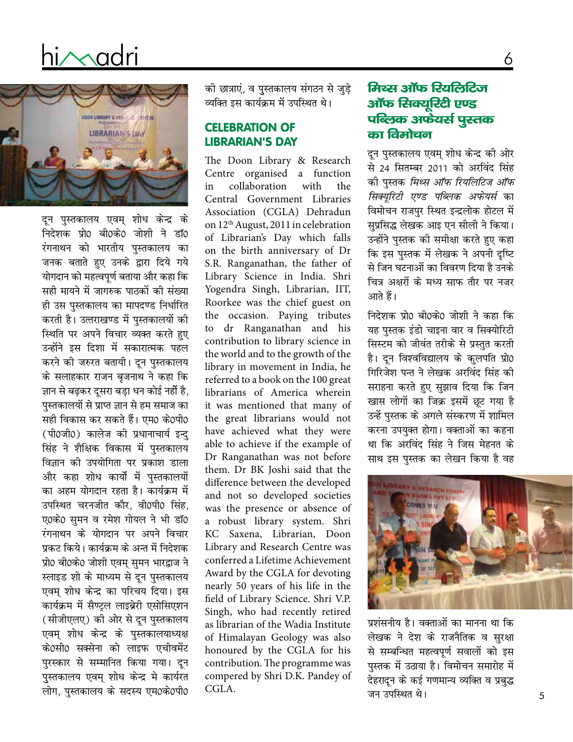दून पुस्तकालय एवम् शोध केन्द्र के निदेशक प्रो0 बी0के0 जोशी ने डॉ0 रंगनाथन को भारतीय पुस्तकालय का जनक बताते हुए उनके द्वारा दिये गये योगदान को महत्वपूर्ण बताया और कहा कि सही मायने में जागरुक पाठकों की संख्या ही उस पुस्तकालय का मापदण्ड निर्धारित करती है। उत्तराखण्ड में पुस्तकालयों की स्थिति पर अपने विचार व्यक्त करते हुए उन्होंने इस दिशा में सकारात्मक पहल करने की जरुरत बतायी। दून पुस्तकालय के सलाहकार राजन बृजनाथ ने कहा कि ज्ञान से बढ़कर दूसरा बड़ा धन कोई नहीं है, पुस्तकालयों से प्राप्त ज्ञान से हम समाज का सही विकास कर सकते हैं। एम0 के0पी0 (पी0जी0) कालेज की प्रधानाचार्य इन्दु सिंह ने शैक्षिक विकास में पुस्तकालय विज्ञान की उपयोगिता पर प्रकाश डाला और कहा शोध कार्यों में पुस्तकालयों का अहम योगदान रहता है। कार्यक्रम में उपस्थित चरनजीत कौर, वी0पी0 सिंह, ए0के0 सुमन व रमेश गोयल ने भी डॉ0 रंगनाथन के योगदान पर अपने विचार प्रकट किये। कार्यक्रम के अन्त में निदेशक प्रो0 बी0के0 जोशी एवम् सुमन भारद्वाज ने स्लाइड शो के माध्यम से दून पुस्तकालय एवम् शोध केन्द्र का परिचय दिया। इस कार्यक्रम में सैण्ट्रल लाइब्रेरी एसोसिएशन (सीजीएलए) की ओर से दून पुस्तकालय एवम् शोध केन्द्र के पुस्तकालयाध्यक्ष के0सी0 सक्सेना को लाइफ एचीवमेंट पुरस्कार से सम्मानित किया गया। दून पुस्तकालय एवम् शोध केन्द्र मे कार्यरत लोग, पुस्तकालय के सदस्य एम0के0पी0 की छात्राएं, व पुस्तकालय संगठन से जुड़े व्यक्ति इस कार्यक्रम में उपस्थित थे।

## CELEBRATION OF LIBRARIAN'S DAY

The Doon Library & Research Centre organised a function in collaboration with the Central Government Libraries Association (CGLA) Dehradun on 12th August, 2011 in celebration of Librarian's Day which falls on the birth anniversary of Dr S.R. Ranganathan, the father of Library Science in India. Shri Yogendra Singh, Librarian, IIT, Roorkee was the chief guest on the occasion. Paying tributes to dr Ranganathan and his contribution to library science in the world and to the growth of the library in movement in India, he referred to a book on the 100 great librarians of America wherein it was mentioned that many of the great librarians would not have achieved what they were able to achieve if the example of Dr Ranganathan was not before them. Dr BK Joshi said that the difference between the developed and not so developed societies was the presence or absence of a robust library system. Shri KC Saxena, Librarian, Doon Library and Research Centre was conferred a Lifetime Achievement Award by the CGLA for devoting nearly 50 years of his life in the field of Library Science. Shri V.P. Singh, who had recently retired as librarian of the Wadia Institute of Himalayan Geology was also honoured by the CGLA for his contribution. The programme was compered by Shri D.K. Pandey of CGLA.

## मिथ्स ऑफ रियलिटिज ऑफ सिक्यूरिटी एण्ड पब्लिक अफेयर्स पुस्तक का विमोचन

दून पुस्तकालय एवम् शोध केन्द्र की ओर से 24 सितम्बर 2011 को अरविंद सिंह की पुस्तक *मिथ्स ऑफ रियलिटिज ऑफ सिक्यूरिटी एण्ड पब्लिक अफेयर्स* का विमोचन राजपुर स्थित इन्द्रलोक होटल में सुप्रसिद्ध लेखक आइ एन सीली ने किया। उन्होंने पुस्तक की समीक्षा करते हुए कहा कि इस पुस्तक में लेखक ने अपनी दृष्टि से जिन घटनाओं का विवरण दिया है उनके चित्र अक्षरों के मध्य साफ तौर पर नजर आते हैं।

निदेशक प्रो0 बी0के0 जोशी ने कहा कि यह पुस्तक इंडो चाइना वार व सिक्योरिटी सिस्टम को जीवंत तरीके से प्रस्तुत करती है। दून विश्वविद्यालय के कुलपति प्रो0 गिरिजेश पन्त ने लेखक अरविंद सिंह की सराहना करते हुए सुझाव दिया कि जिन खास लोगों का जिक्र इसमें छूट गया है उन्हें पुस्तक के अगले संस्करण में शामिल करना उपयुक्त होगा। वक्ताओं का कहना था कि अरविंद सिंह ने जिस मेहनत के साथ इस पुस्तक का लेखन किया है वह प्रशंसनीय है। वक्ताओं का मानना था कि लेखक ने देश के राजनैतिक व सुरक्षा से सम्बन्धित महत्वपूर्ण सवालों को इस पुस्तक में उठाया है। विमोचन समारोह में देहरादून के कई गणमान्य व्यक्ति व प्रबुद्ध जन उपस्थित थे।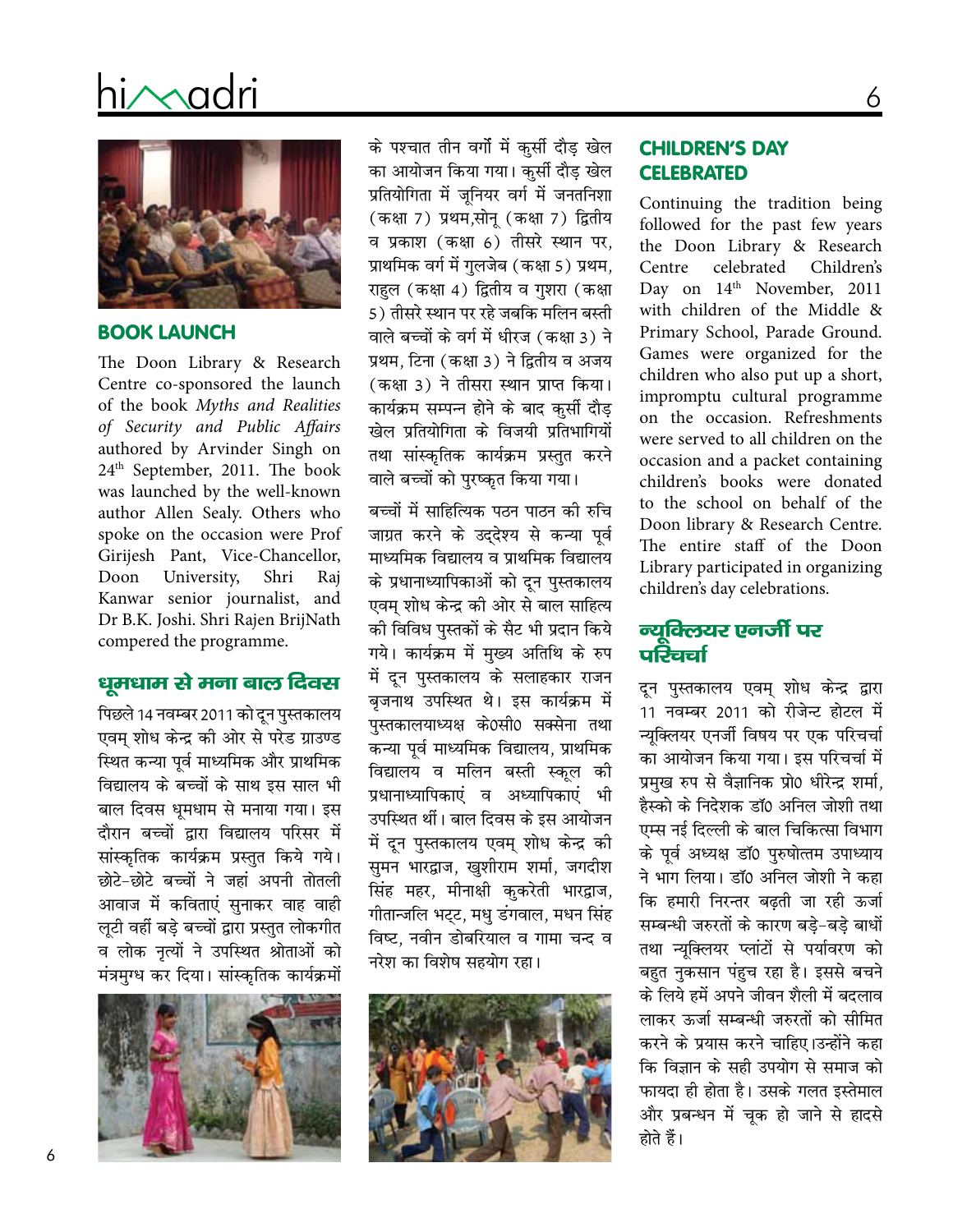## BOOK LAUNCH

The Doon Library & Research Centre co-sponsored the launch of the book *Myths and Realities of Security and Public Affairs* authored by Arvinder Singh on 24th September, 2011. The book was launched by the well-known author Allen Sealy. Others who spoke on the occasion were Prof Girijesh Pant, Vice-Chancellor, Doon University, Shri Raj Kanwar senior journalist, and Dr B.K. Joshi. Shri Rajen BrijNath compered the programme.

## धूमधाम से मना बाल दिवस

पिछले 14 नवम्बर 2011 को दून पुस्तकालय एवम् शोध केन्द्र की ओर से परेड ग्राउण्ड स्थित कन्या पूर्व माध्यमिक और प्राथमिक विद्यालय के बच्चों के साथ इस साल भी बाल दिवस धूमधाम से मनाया गया। इस दौरान बच्चों द्वारा विद्यालय परिसर में सांस्कृतिक कार्यक्रम प्रस्तुत किये गये। छोटे-छोटे बच्चों ने जहां अपनी तोतली आवाज में कविताएं सुनाकर वाह वाही लूटी वहीं बड़े बच्चों द्वारा प्रस्तुत लोकगीत व लोक नृत्यों ने उपस्थित श्रोताओं को मंत्रमुग्ध कर दिया। सांस्कृतिक कार्यक्रमों के पश्चात तीन वर्गों में कुर्सी दौड़ खेल का आयोजन किया गया। कुर्सी दौड़ खेल प्रतियोगिता में जूनियर वर्ग में जनतनिशा (कक्षा 7) प्रथम,सोनू (कक्षा 7) द्वितीय व प्रकाश (कक्षा 6) तीसरे स्थान पर, प्राथमिक वर्ग में गुलजेब (कक्षा 5) प्रथम, राहुल (कक्षा 4) द्वितीय व गुशरा (कक्षा 5) तीसरे स्थान पर रहे जबकि मलिन बस्ती वाले बच्चों के वर्ग में धीरज (कक्षा 3) ने प्रथम, टिना (कक्षा 3) ने द्वितीय व अजय (कक्षा 3) ने तीसरा स्थान प्राप्त किया। कार्यक्रम सम्पन्न होने के बाद कुर्सी दौड़ खेल प्रतियोगिता के विजयी प्रतिभागियों तथा सांस्कृतिक कार्यक्रम प्रस्तुत करने वाले बच्चों को पुरष्कृत किया गया।

बच्चों में साहित्यिक पठन पाठन की रुचि जाग्रत करने के उद्देश्य से कन्या पूर्व माध्यमिक विद्यालय व प्राथमिक विद्यालय के प्रधानाध्यापिकाओं को दून पुस्तकालय एवम् शोध केन्द्र की ओर से बाल साहित्य की विविध पुस्तकों के सैट भी प्रदान किये गये। कार्यक्रम में मुख्य अतिथि के रुप में दून पुस्तकालय के सलाहकार राजन बृजनाथ उपस्थित थे। इस कार्यक्रम में पुस्तकालयाध्यक्ष के0सी0 सक्सेना तथा कन्या पूर्व माध्यमिक विद्यालय, प्राथमिक विद्यालय व मलिन बस्ती स्कूल की प्रधानाध्यापिकाएं व अध्यापिकाएं भी उपस्थित थीं। बाल दिवस के इस आयोजन में दून पुस्तकालय एवम् शोध केन्द्र की सुमन भारद्वाज, खुशीराम शर्मा, जगदीश सिंह महर, मीनाक्षी कुकरेती भारद्वाज, गीतान्जलि भट्ट, मधु डंगवाल, मधन सिंह विष्ट, नवीन डोबरियाल व गामा चन्द व नरेश का विशेष सहयोग रहा।

## CHILDREN'S DAY CELEBRATED

Continuing the tradition being followed for the past few years the Doon Library & Research Centre celebrated Children's Day on 14th November, 2011 with children of the Middle & Primary School, Parade Ground. Games were organized for the children who also put up a short, impromptu cultural programme on the occasion. Refreshments were served to all children on the occasion and a packet containing children's books were donated to the school on behalf of the Doon library & Research Centre. The entire staff of the Doon Library participated in organizing children's day celebrations.

## न्यूक्लियर एनर्जी पर परिचर्चा

दून पुस्तकालय एवम् शोध केन्द्र द्वारा 11 नवम्बर 2011 को रीजेन्ट होटल में न्यूक्लियर एनर्जी विषय पर एक परिचर्चा का आयोजन किया गया। इस परिचर्चा में प्रमुख रुप से वैज्ञानिक प्रो0 धीरेन्द्र शर्मा, हैस्को के निदेशक डॉ0 अनिल जोशी तथा एम्स नई दिल्ली के बाल चिकित्सा विभाग के पूर्व अध्यक्ष डॉ0 पुरुषोत्तम उपाध्याय ने भाग लिया। डॉ0 अनिल जोशी ने कहा कि हमारी निरन्तर बढ़ती जा रही ऊर्जा सम्बन्धी जरुरतों के कारण बड़े-बड़े बाधों तथा न्यूक्लियर प्लांटों से पर्यावरण को बहुत नुकसान पंहुच रहा है। इससे बचने के लिये हमें अपने जीवन शैली में बदलाव लाकर ऊर्जा सम्बन्धी जरुरतों को सीमित करने के प्रयास करने चाहिए।उन्होंने कहा कि विज्ञान के सही उपयोग से समाज को फायदा ही होता है। उसके गलत इस्तेमाल और प्रबन्धन में चूक हो जाने से हादसे होते हैं।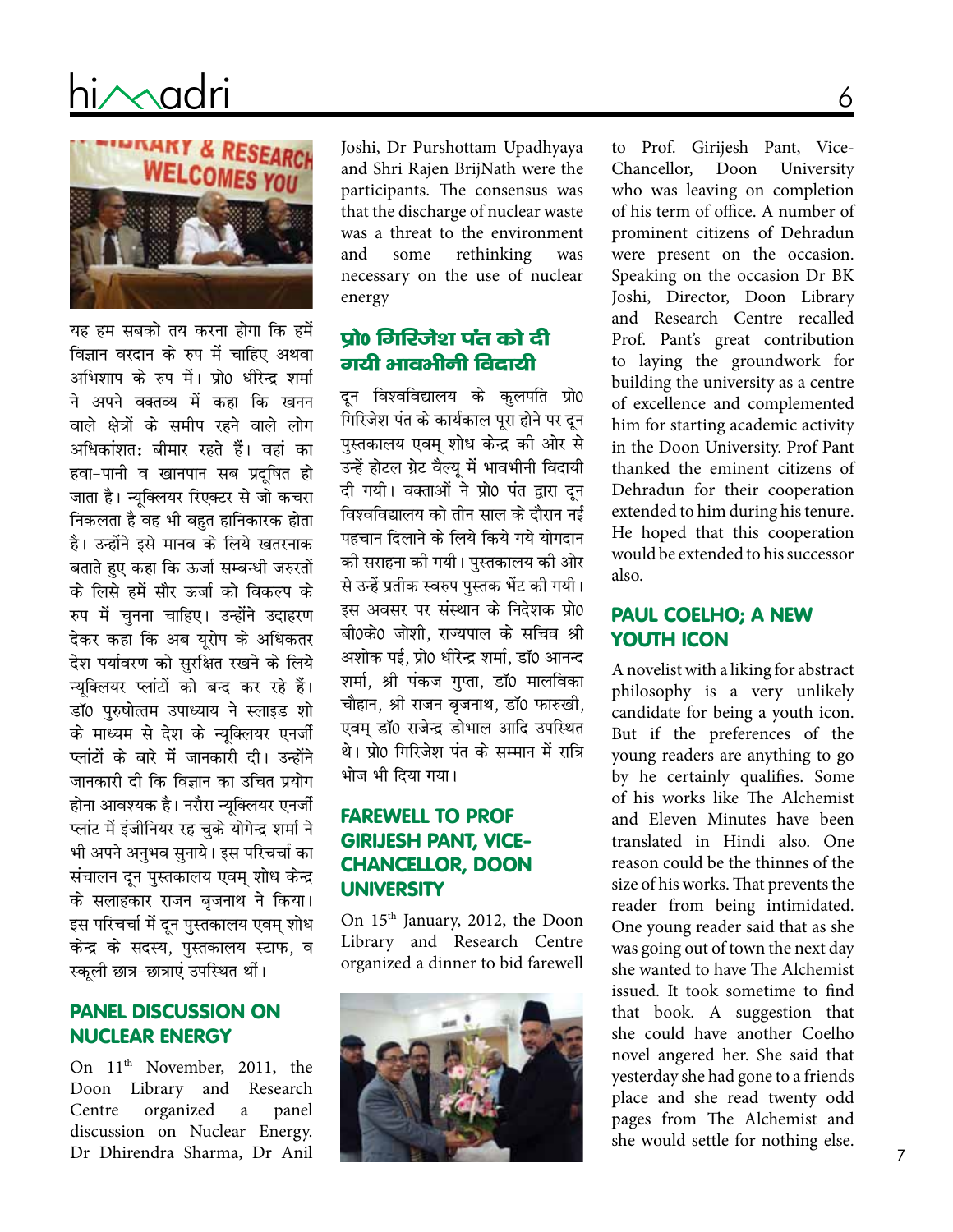यह हम सबको तय करना होगा कि हमें विज्ञान वरदान के रुप में चाहिए अथवा अभिशाप के रुप में। प्रो0 धीरेन्द्र शर्मा ने अपने वक्तव्य में कहा कि खनन वाले क्षेत्रों के समीप रहने वाले लोग अधिकांशतः बीमार रहते हैं। वहां का हवा-पानी व खानपान सब प्रदूषित हो जाता है। न्यूक्लियर रिएक्टर से जो कचरा निकलता है वह भी बहुत हानिकारक होता है। उन्होंने इसे मानव के लिये खतरनाक बताते हुए कहा कि ऊर्जा सम्बन्धी जरुरतों के लिसे हमें सौर ऊर्जा को विकल्प के रुप में चुनना चाहिए। उन्होंने उदाहरण देकर कहा कि अब यूरोप के अधिकतर देश पर्यावरण को सुरक्षित रखने के लिये न्यूक्लियर प्लांटों को बन्द कर रहे हैं। डॉ0 पुरुषोत्तम उपाध्याय ने स्लाइड शो के माध्यम से देश के न्यूक्लियर एनर्जी प्लांटों के बारे में जानकारी दी। उन्होंने जानकारी दी कि विज्ञान का उचित प्रयोग होना आवश्यक है। नरौरा न्यूक्लियर एनर्जी प्लांट में इंजीनियर रह चुके योगेन्द्र शर्मा ने भी अपने अनुभव सुनाये। इस परिचर्चा का संचालन दून पुस्तकालय एवम् शोध केन्द्र के सलाहकार राजन बृजनाथ ने किया। इस परिचर्चा में दून पुस्तकालय एवम् शोध केन्द्र के सदस्य, पुस्तकालय स्टाफ, व स्कूली छात्र-छात्राएं उपस्थित थीं।

## PANEL DISCUSSION ON NUCLEAR ENERGY

On 11th November, 2011, the Doon Library and Research Centre organized a panel discussion on Nuclear Energy. Dr Dhirendra Sharma, Dr Anil Joshi, Dr Purshottam Upadhyaya and Shri Rajen BrijNath were the participants. The consensus was that the discharge of nuclear waste was a threat to the environment and some rethinking was necessary on the use of nuclear energy

## प्रो0 गिरिजेश पंत को दी गयी भावभीनी विदायी

दून विश्वविद्यालय के कुलपति प्रो0 गिरिजेश पंत के कार्यकाल पूरा होने पर दून पुस्तकालय एवम् शोध केन्द्र की ओर से उन्हें होटल ग्रेट वैल्यू में भावभीनी विदायी दी गयी। वक्ताओं ने प्रो0 पंत द्वारा दून विश्वविद्यालय को तीन साल के दौरान नई पहचान दिलाने के लिये किये गये योगदान की सराहना की गयी। पुस्तकालय की ओर से उन्हें प्रतीक स्वरुप पुस्तक भेंट की गयी। इस अवसर पर संस्थान के निदेशक प्रो0 बी0के0 जोशी, राज्यपाल के सचिव श्री अशोक पई, प्रो0 धीरेन्द्र शर्मा, डॉ0 आनन्द शर्मा, श्री पंकज गुप्ता, डॉ0 मालविका चौहान, श्री राजन बृजनाथ, डॉ0 फारुखी, एवम् डॉ0 राजेन्द्र डोभाल आदि उपस्थित थे। प्रो0 गिरिजेश पंत के सम्मान में रात्रि भोज भी दिया गया।

## FAREWELL TO PROF GIRIJESH PANT, VICE-CHANCELLOR, DOON UNIVERSITY

On 15th January, 2012, the Doon Library and Research Centre organized a dinner to bid farewell to Prof. Girijesh Pant, Vice-Chancellor, Doon University who was leaving on completion of his term of office. A number of prominent citizens of Dehradun were present on the occasion. Speaking on the occasion Dr BK Joshi, Director, Doon Library and Research Centre recalled Prof. Pant's great contribution to laying the groundwork for building the university as a centre of excellence and complemented him for starting academic activity in the Doon University. Prof Pant thanked the eminent citizens of Dehradun for their cooperation extended to him during his tenure. He hoped that this cooperation would be extended to his successor also.

## PAUL COELHO; A NEW YOUTH ICON

A novelist with a liking for abstract philosophy is a very unlikely candidate for being a youth icon. But if the preferences of the young readers are anything to go by he certainly qualifies. Some of his works like The Alchemist and Eleven Minutes have been translated in Hindi also. One reason could be the thinnes of the size of his works. That prevents the reader from being intimidated. One young reader said that as she was going out of town the next day she wanted to have The Alchemist issued. It took sometime to find that book. A suggestion that she could have another Coelho novel angered her. She said that yesterday she had gone to a friends place and she read twenty odd pages from The Alchemist and she would settle for nothing else.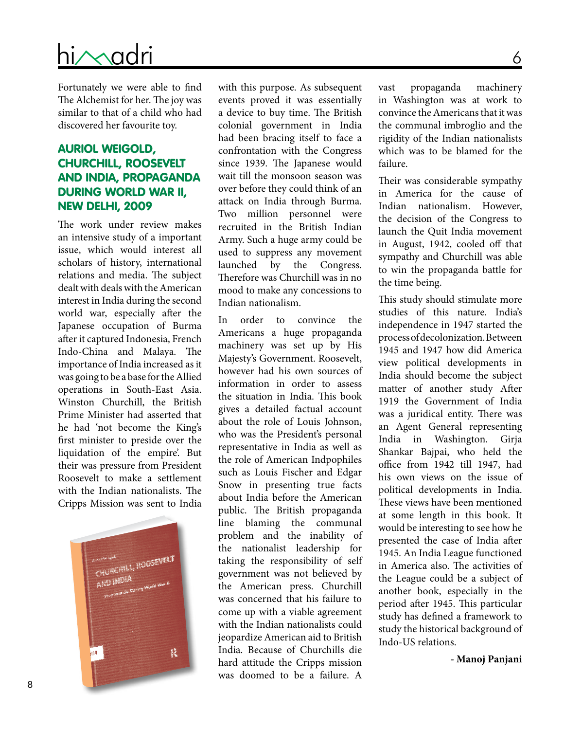Fortunately we were able to find The Alchemist for her. The joy was similar to that of a child who had discovered her favourite toy.

## AURIOL WEIGOLD, CHURCHILL, ROOSEVELT AND INDIA, PROPAGANDA DURING WORLD WAR II, NEW DELHI, 2009

The work under review makes an intensive study of a important issue, which would interest all scholars of history, international relations and media. The subject dealt with deals with the American interest in India during the second world war, especially after the Japanese occupation of Burma after it captured Indonesia, French Indo-China and Malaya. The importance of India increased as it was going to be a base for the Allied operations in South-East Asia. Winston Churchill, the British Prime Minister had asserted that he had 'not become the King's first minister to preside over the liquidation of the empire'. But their was pressure from President Roosevelt to make a settlement with the Indian nationalists. The Cripps Mission was sent to India with this purpose. As subsequent events proved it was essentially a device to buy time. The British colonial government in India had been bracing itself to face a confrontation with the Congress since 1939. The Japanese would wait till the monsoon season was over before they could think of an attack on India through Burma. Two million personnel were recruited in the British Indian Army. Such a huge army could be used to suppress any movement launched by the Congress. Therefore was Churchill was in no mood to make any concessions to Indian nationalism.

In order to convince the Americans a huge propaganda machinery was set up by His Majesty's Government. Roosevelt, however had his own sources of information in order to assess the situation in India. This book gives a detailed factual account about the role of Louis Johnson, who was the President's personal representative in India as well as the role of American Indpophiles such as Louis Fischer and Edgar Snow in presenting true facts about India before the American public. The British propaganda line blaming the communal problem and the inability of the nationalist leadership for taking the responsibility of self government was not believed by the American press. Churchill was concerned that his failure to come up with a viable agreement with the Indian nationalists could jeopardize American aid to British India. Because of Churchills die hard attitude the Cripps mission was doomed to be a failure. A vast propaganda machinery in Washington was at work to convince the Americans that it was the communal imbroglio and the rigidity of the Indian nationalists which was to be blamed for the failure.

Their was considerable sympathy in America for the cause of Indian nationalism. However, the decision of the Congress to launch the Quit India movement in August, 1942, cooled off that sympathy and Churchill was able to win the propaganda battle for the time being.

This study should stimulate more studies of this nature. India's independence in 1947 started the process of decolonization. Between 1945 and 1947 how did America view political developments in India should become the subject matter of another study After 1919 the Government of India was a juridical entity. There was an Agent General representing India in Washington. Girja Shankar Bajpai, who held the office from 1942 till 1947, had his own views on the issue of political developments in India. These views have been mentioned at some length in this book. It would be interesting to see how he presented the case of India after 1945. An India League functioned in America also. The activities of the League could be a subject of another book, especially in the period after 1945. This particular study has defined a framework to study the historical background of Indo-US relations.

**- Manoj Panjani**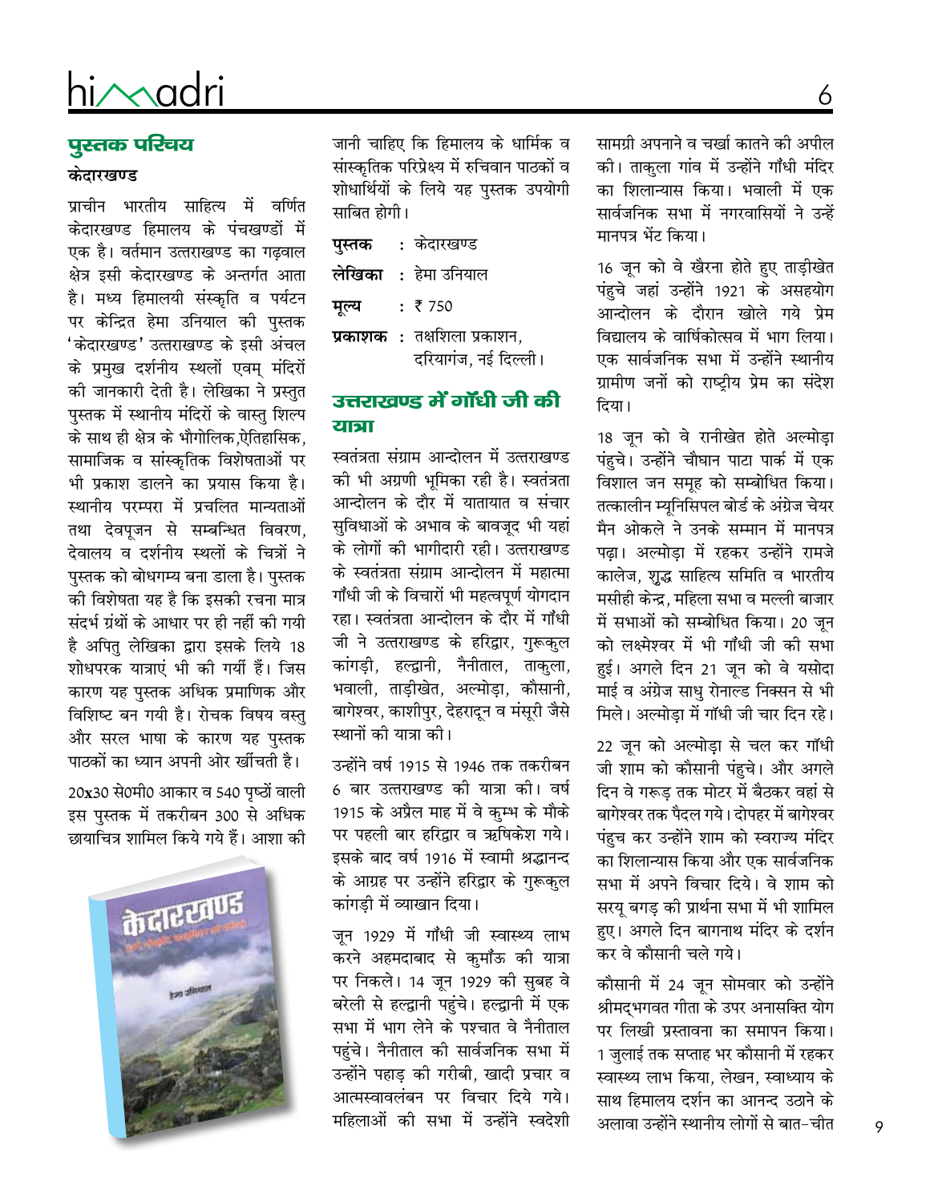## पुस्तक परिचय

### केदारखण्ड

प्राचीन भारतीय साहित्य में वर्णित केदारखण्ड हिमालय के पंचखण्डों में एक है। वर्तमान उत्तराखण्ड का गढ़वाल क्षेत्र इसी केदारखण्ड के अन्तर्गत आता है। मध्य हिमालयी संस्कृति व पर्यटन पर केन्द्रित हेमा उनियाल की पुस्तक 'केदारखण्ड' उत्तराखण्ड के इसी अंचल के प्रमुख दर्शनीय स्थलों एवम् मंदिरों की जानकारी देती है। लेखिका ने प्रस्तुत पुस्तक में स्थानीय मंदिरों के वास्तु शिल्प के साथ ही क्षेत्र के भौगोलिक,ऐतिहासिक, सामाजिक व सांस्कृतिक विशेषताओं पर भी प्रकाश डालने का प्रयास किया है। स्थानीय परम्परा में प्रचलित मान्यताओं तथा देवपूजन से सम्बन्धित विवरण, देवालय व दर्शनीय स्थलों के चित्रों ने पुस्तक को बोधगम्य बना डाला है। पुस्तक की विशेषता यह है कि इसकी रचना मात्र संदर्भ ग्रंथों के आधार पर ही नहीं की गयी है अपितु लेखिका द्वारा इसके लिये 18 शोधपरक यात्राएं भी की गयीं हैं। जिस कारण यह पुस्तक अधिक प्रमाणिक और विशिष्ट बन गयी है। रोचक विषय वस्तु और सरल भाषा के कारण यह पुस्तक पाठकों का ध्यान अपनी ओर खींचती है।

20x30 से0मी0 आकार व 540 पृष्ठों वाली इस पुस्तक में तकरीबन 300 से अधिक छायाचित्र शामिल किये गये हैं। आशा की जानी चाहिए कि हिमालय के धार्मिक व सांस्कृतिक परिप्रेक्ष्य में रुचिवान पाठकों व शोधार्थियों के लिये यह पुस्तक उपयोगी साबित होगी।

**पुस्तक** : केदारखण्ड
**लेखिका** : हेमा उनियाल
**मूल्य** : ₹ 750
**प्रकाशक** : तक्षशिला प्रकाशन, दरियागंज, नई दिल्ली।

## उत्तराखण्ड में गाँधी जी की यात्रा

स्वतंत्रता संग्राम आन्दोलन में उत्तराखण्ड की भी अग्रणी भूमिका रही है। स्वतंत्रता आन्दोलन के दौर में यातायात व संचार सुविधाओं के अभाव के बावजूद भी यहां के लोगों की भागीदारी रही। उत्तराखण्ड के स्वतंत्रता संग्राम आन्दोलन में महात्मा गाँधी जी के विचारों भी महत्वपूर्ण योगदान रहा। स्वतंत्रता आन्दोलन के दौर में गाँधी जी ने उत्तराखण्ड के हरिद्वार, गुरूकुल कांगड़ी, हल्द्वानी, नैनीताल, ताकुला, भवाली, ताड़ीखेत, अल्मोड़ा, कौसानी, बागेश्वर, काशीपुर, देहरादून व मंसूरी जैसे स्थानों की यात्रा की।

उन्होंने वर्ष 1915 से 1946 तक तकरीबन 6 बार उत्तराखण्ड की यात्रा की। वर्ष 1915 के अप्रैल माह में वे कुम्भ के मौके पर पहली बार हरिद्वार व ऋषिकेश गये। इसके बाद वर्ष 1916 में स्वामी श्रद्धानन्द के आग्रह पर उन्होंने हरिद्वार के गुरूकुल कांगड़ी में व्याखान दिया।

जून 1929 में गाँधी जी स्वास्थ्य लाभ करने अहमदाबाद से कुमाँऊ की यात्रा पर निकले। 14 जून 1929 की सुबह वे बरेली से हल्द्वानी पहुंचे। हल्द्वानी में एक सभा में भाग लेने के पश्चात वे नैनीताल पहुंचे। नैनीताल की सार्वजनिक सभा में उन्होंने पहाड़ की गरीबी, खादी प्रचार व आत्मस्वावलंबन पर विचार दिये गये। महिलाओं की सभा में उन्होंने स्वदेशी सामग्री अपनाने व चर्खा कातने की अपील की। ताकुला गांव में उन्होंने गाँधी मंदिर का शिलान्यास किया। भवाली में एक सार्वजनिक सभा में नगरवासियों ने उन्हें मानपत्र भेंट किया।

16 जून को वे खैरना होते हुए ताड़ीखेत पंहुचे जहां उन्होंने 1921 के असहयोग आन्दोलन के दौरान खोले गये प्रेम विद्यालय के वार्षिकोत्सव में भाग लिया। एक सार्वजनिक सभा में उन्होंने स्थानीय ग्रामीण जनों को राष्ट्रीय प्रेम का संदेश दिया।

18 जून को वे रानीखेत होते अल्मोड़ा पंहुचे। उन्होंने चौघान पाटा पार्क में एक विशाल जन समूह को सम्बोधित किया। तत्कालीन म्यूनिसिपल बोर्ड के अंग्रेज चेयर मैन ओकले ने उनके सम्मान में मानपत्र पढ़ा। अल्मोड़ा में रहकर उन्होंने रामजे कालेज, शुद्ध साहित्य समिति व भारतीय मसीही केन्द्र, महिला सभा व मल्ली बाजार में सभाओं को सम्बोधित किया। 20 जून को लक्ष्मेश्वर में भी गाँधी जी की सभा हुई। अगले दिन 21 जून को वे यसोदा माई व अंग्रेज साधु रोनाल्ड निक्सन से भी मिले। अल्मोड़ा में गाँधी जी चार दिन रहे।

22 जून को अल्मोड़ा से चल कर गाँधी जी शाम को कौसानी पंहुचे। और अगले दिन वे गरूड़ तक मोटर में बैठकर वहां से बागेश्वर तक पैदल गये। दोपहर में बागेश्वर पंहुच कर उन्होंने शाम को स्वराज्य मंदिर का शिलान्यास किया और एक सार्वजनिक सभा में अपने विचार दिये। वे शाम को सरयू बगड़ की प्रार्थना सभा में भी शामिल हुए। अगले दिन बागनाथ मंदिर के दर्शन कर वे कौसानी चले गये।

कौसानी में 24 जून सोमवार को उन्होंने श्रीमद्भगवत गीता के उपर अनासक्ति योग पर लिखी प्रस्तावना का समापन किया। 1 जुलाई तक सप्ताह भर कौसानी में रहकर स्वास्थ्य लाभ किया, लेखन, स्वाध्याय के साथ हिमालय दर्शन का आनन्द उठाने के अलावा उन्होंने स्थानीय लोगों से बात-चीत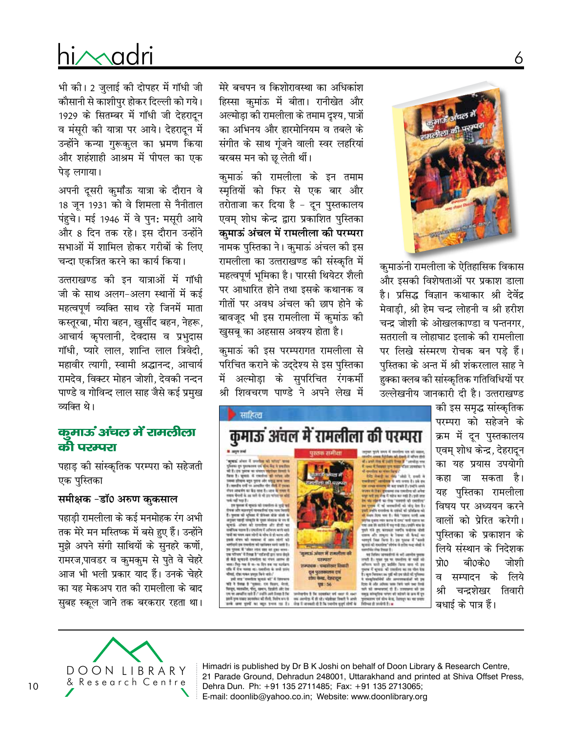भी की। 2 जुलाई की दोपहर में गाँधी जी कौसानी से काशीपुर होकर दिल्ली को गये। 1929 के सितम्बर में गाँधी जी देहरादून व मंसूरी की यात्रा पर आये। देहरादून में उन्होंने कन्या गुरूकुल का भ्रमण किया और शहंशाही आश्रम में पीपल का एक पेड़ लगाया।

अपनी दूसरी कुमाँऊ यात्रा के दौरान वे 18 जून 1931 को वे शिमला से नैनीताल पंहुचे। मई 1946 में वे पुनः मसूरी आये और 8 दिन तक रहे। इस दौरान उन्होंने सभाओं में शामिल होकर गरीबों के लिए चन्दा एकत्रित करने का कार्य किया।

उत्तराखण्ड की इन यात्राओं में गाँधी जी के साथ अलग-अलग स्थानों में कई महत्वपूर्ण व्यक्ति साथ रहे जिनमें माता कस्तूरबा, मीरा बहन, खुर्सीद बहन, नेहरू, आचार्य कृपलानी, देवदास व प्रभुदास गाँधी, प्यारे लाल, शान्ति लाल त्रिवेदी, महावीर त्यागी, स्वामी श्रद्धानन्द, आचार्य रामदेव, विक्टर मोहन जोशी, देवकी नन्दन पाण्डे व गोविन्द लाल साह जैसे कई प्रमुख व्यक्ति थे।

## कुमाऊं अंचल में रामलीला की परम्परा

पहाड़ की सांस्कृतिक परम्परा को सहेजती एक पुस्तिका

### समीक्षक -डॉ० अरुण कुकसाल

पहाड़ी रामलीला के कई मनमोहक रंग अभी तक मेरे मन मस्तिष्क में बसे हुए हैं। उन्होंने मुझे अपने संगी साथियों के सुनहरे कर्णों, रामरज,पावडर व कुमकुम से पुते वे चेहरे आज भी भली प्रकार याद हैं। उनके चेहरे का यह मेकअप रात की रामलीला के बाद सुबह स्कूल जाने तक बरकरार रहता था। मेरे बचपन व किशोरावस्था का अधिकांश हिस्सा कुमांऊ में बीता। रानीखेत और अल्मोड़ा की रामलीला के तमाम दृश्य, पात्रों का अभिनय और हारमोनियम व तबले के संगीत के साथ गूंजने वाली स्वर लहरियां बरबस मन को छू लेती थीं।

कुमाऊं की रामलीला के इन तमाम स्मृतियों को फिर से एक बार और तरोताजा कर दिया है - दून पुस्तकालय एवम् शोध केन्द्र द्वारा प्रकाशित पुस्तिका **कुमाऊं अंचल में रामलीला की परम्परा** नामक पुस्तिका ने। कुमाऊं अंचल की इस रामलीला का उत्तराखण्ड की संस्कृति में महत्वपूर्ण भूमिका है। पारसी थियेटर शैली पर आधारित होने तथा इसके कथानक व गीतों पर अवध अंचल की छाप होने के बावजूद भी इस रामलीला में कुमांऊ की खुसबू का अहसास अवश्य होता है।

कुमाऊं की इस परम्परागत रामलीला से परिचित कराने के उद्देश्य से इस पुस्तिका में अल्मोड़ा के सुपरिचित रंगकर्मी श्री शिवचरण पाण्डे ने अपने लेख में कुमाऊंनी रामलीला के ऐतिहासिक विकास और इसकी विशेषताओं पर प्रकाश डाला है। प्रसिद्ध विज्ञान कथाकार श्री देवेंद्र मेवाड़ी, श्री हेम चन्द्र लोहनी व श्री हरीश चन्द्र जोशी के ओखलकाण्डा व पन्तनगर, सतराली व लोहाघाट इलाके की रामलीला पर लिखे संस्मरण रोचक बन पड़े हैं। पुस्तिका के अन्त में श्री शंकरलाल साह ने हुक्का क्लब की सांस्कृतिक गतिविधियों पर उल्लेखनीय जानकारी दी है। उत्तराखण्ड की इस समृद्ध सांस्कृतिक परम्परा को सहेजने के क्रम में दून पुस्तकालय एवम् शोध केन्द्र, देहरादून का यह प्रयास उपयोगी कहा जा सकता है। यह पुस्तिका रामलीला विषय पर अध्ययन करने वालों को प्रेरित करेगी। पुस्तिका के प्रकाशन के लिये संस्थान के निदेशक प्रो० बी०के० जोशी व सम्पादन के लिये श्री चन्द्रशेखर तिवारी बधाई के पात्र हैं।

Himadri is published by Dr B K Joshi on behalf of Doon Library & Research Centre, 21 Parade Ground, Dehradun 248001, Uttarakhand and printed at Shiva Offset Press, Dehra Dun. Ph: +91 135 2711485; Fax: +91 135 2713065;
E-mail: doonlib@yahoo.co.in; Website: www.doonlibrary.org